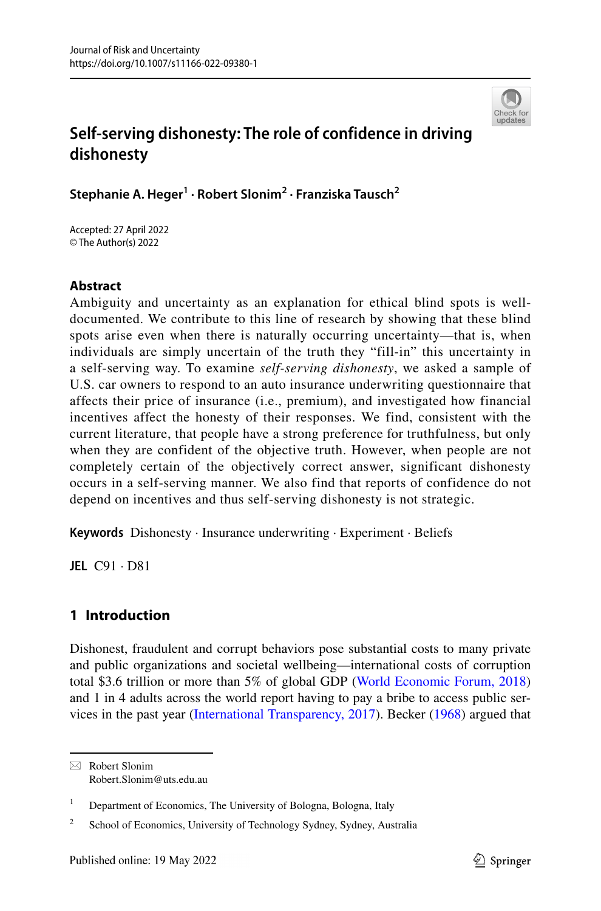# Self-serving dishonesty: The role of confidence in driving dishonesty

**Stephanie A. Heger[1] · Robert Slonim[2] · Franziska Tausch[2]**

Accepted: 27 April 2022
© The Author(s) 2022

## Abstract

Ambiguity and uncertainty as an explanation for ethical blind spots is well-documented. We contribute to this line of research by showing that these blind spots arise even when there is naturally occurring uncertainty—that is, when individuals are simply uncertain of the truth they "fill-in" this uncertainty in a self-serving way. To examine *self-serving dishonesty*, we asked a sample of U.S. car owners to respond to an auto insurance underwriting questionnaire that affects their price of insurance (i.e., premium), and investigated how financial incentives affect the honesty of their responses. We find, consistent with the current literature, that people have a strong preference for truthfulness, but only when they are confident of the objective truth. However, when people are not completely certain of the objectively correct answer, significant dishonesty occurs in a self-serving manner. We also find that reports of confidence do not depend on incentives and thus self-serving dishonesty is not strategic.

**Keywords** Dishonesty · Insurance underwriting · Experiment · Beliefs

**JEL** C91 · D81

## 1 Introduction

Dishonest, fraudulent and corrupt behaviors pose substantial costs to many private and public organizations and societal wellbeing—international costs of corruption total $3.6 trillion or more than 5% of global GDP (World Economic Forum, 2018) and 1 in 4 adults across the world report having to pay a bribe to access public services in the past year (International Transparency, 2017). Becker (1968) argued that

---

✉ Robert Slonim
Robert.Slonim@uts.edu.au

[1] Department of Economics, The University of Bologna, Bologna, Italy

[2] School of Economics, University of Technology Sydney, Sydney, Australia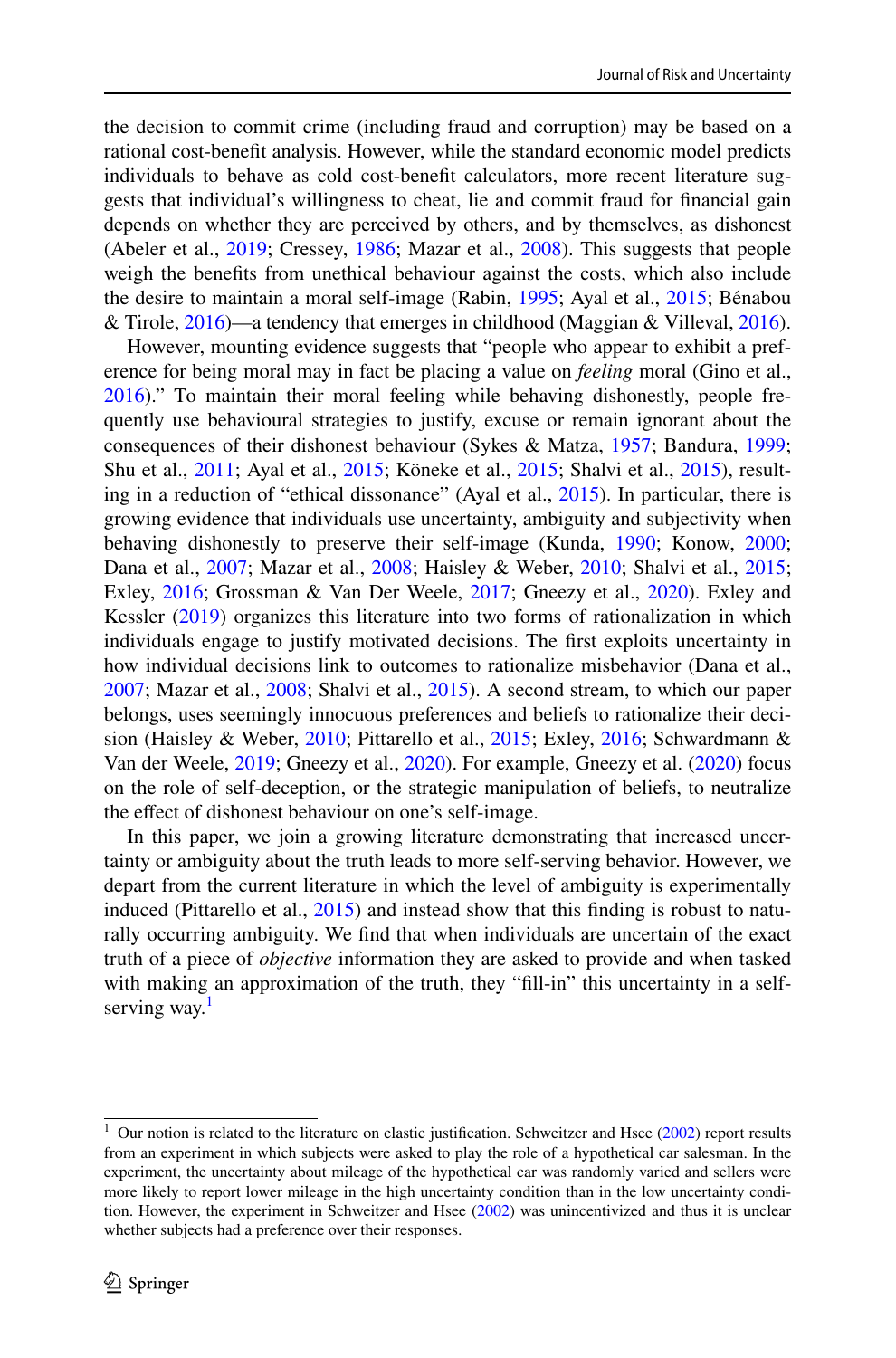the decision to commit crime (including fraud and corruption) may be based on a rational cost-benefit analysis. However, while the standard economic model predicts individuals to behave as cold cost-benefit calculators, more recent literature suggests that individual's willingness to cheat, lie and commit fraud for financial gain depends on whether they are perceived by others, and by themselves, as dishonest (Abeler et al., 2019; Cressey, 1986; Mazar et al., 2008). This suggests that people weigh the benefits from unethical behaviour against the costs, which also include the desire to maintain a moral self-image (Rabin, 1995; Ayal et al., 2015; Bénabou & Tirole, 2016)—a tendency that emerges in childhood (Maggian & Villeval, 2016).

However, mounting evidence suggests that "people who appear to exhibit a preference for being moral may in fact be placing a value on *feeling* moral (Gino et al., 2016)." To maintain their moral feeling while behaving dishonestly, people frequently use behavioural strategies to justify, excuse or remain ignorant about the consequences of their dishonest behaviour (Sykes & Matza, 1957; Bandura, 1999; Shu et al., 2011; Ayal et al., 2015; Köneke et al., 2015; Shalvi et al., 2015), resulting in a reduction of "ethical dissonance" (Ayal et al., 2015). In particular, there is growing evidence that individuals use uncertainty, ambiguity and subjectivity when behaving dishonestly to preserve their self-image (Kunda, 1990; Konow, 2000; Dana et al., 2007; Mazar et al., 2008; Haisley & Weber, 2010; Shalvi et al., 2015; Exley, 2016; Grossman & Van Der Weele, 2017; Gneezy et al., 2020). Exley and Kessler (2019) organizes this literature into two forms of rationalization in which individuals engage to justify motivated decisions. The first exploits uncertainty in how individual decisions link to outcomes to rationalize misbehavior (Dana et al., 2007; Mazar et al., 2008; Shalvi et al., 2015). A second stream, to which our paper belongs, uses seemingly innocuous preferences and beliefs to rationalize their decision (Haisley & Weber, 2010; Pittarello et al., 2015; Exley, 2016; Schwardmann & Van der Weele, 2019; Gneezy et al., 2020). For example, Gneezy et al. (2020) focus on the role of self-deception, or the strategic manipulation of beliefs, to neutralize the effect of dishonest behaviour on one's self-image.

In this paper, we join a growing literature demonstrating that increased uncertainty or ambiguity about the truth leads to more self-serving behavior. However, we depart from the current literature in which the level of ambiguity is experimentally induced (Pittarello et al., 2015) and instead show that this finding is robust to naturally occurring ambiguity. We find that when individuals are uncertain of the exact truth of a piece of *objective* information they are asked to provide and when tasked with making an approximation of the truth, they "fill-in" this uncertainty in a self-serving way.[1]

[1] Our notion is related to the literature on elastic justification. Schweitzer and Hsee (2002) report results from an experiment in which subjects were asked to play the role of a hypothetical car salesman. In the experiment, the uncertainty about mileage of the hypothetical car was randomly varied and sellers were more likely to report lower mileage in the high uncertainty condition than in the low uncertainty condition. However, the experiment in Schweitzer and Hsee (2002) was unincentivized and thus it is unclear whether subjects had a preference over their responses.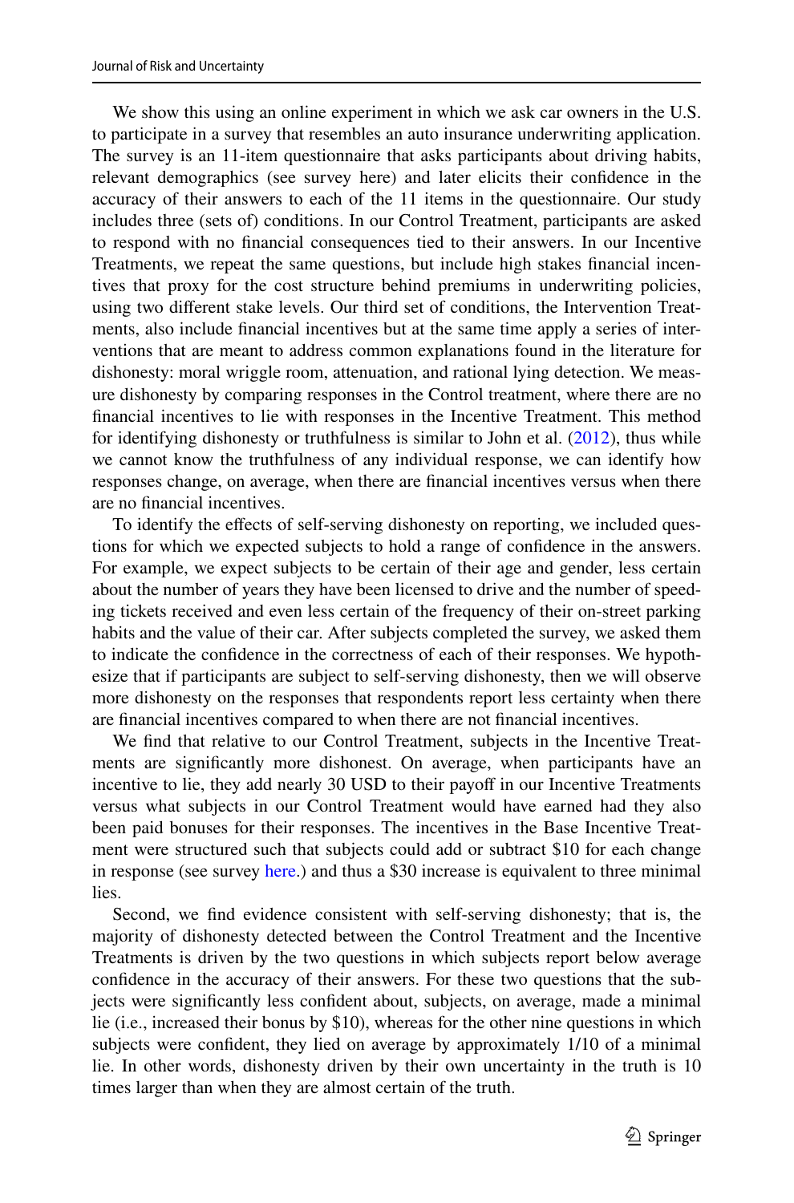We show this using an online experiment in which we ask car owners in the U.S. to participate in a survey that resembles an auto insurance underwriting application. The survey is an 11-item questionnaire that asks participants about driving habits, relevant demographics (see survey here) and later elicits their confidence in the accuracy of their answers to each of the 11 items in the questionnaire. Our study includes three (sets of) conditions. In our Control Treatment, participants are asked to respond with no financial consequences tied to their answers. In our Incentive Treatments, we repeat the same questions, but include high stakes financial incentives that proxy for the cost structure behind premiums in underwriting policies, using two different stake levels. Our third set of conditions, the Intervention Treatments, also include financial incentives but at the same time apply a series of interventions that are meant to address common explanations found in the literature for dishonesty: moral wriggle room, attenuation, and rational lying detection. We measure dishonesty by comparing responses in the Control treatment, where there are no financial incentives to lie with responses in the Incentive Treatment. This method for identifying dishonesty or truthfulness is similar to John et al. (2012), thus while we cannot know the truthfulness of any individual response, we can identify how responses change, on average, when there are financial incentives versus when there are no financial incentives.

To identify the effects of self-serving dishonesty on reporting, we included questions for which we expected subjects to hold a range of confidence in the answers. For example, we expect subjects to be certain of their age and gender, less certain about the number of years they have been licensed to drive and the number of speeding tickets received and even less certain of the frequency of their on-street parking habits and the value of their car. After subjects completed the survey, we asked them to indicate the confidence in the correctness of each of their responses. We hypothesize that if participants are subject to self-serving dishonesty, then we will observe more dishonesty on the responses that respondents report less certainty when there are financial incentives compared to when there are not financial incentives.

We find that relative to our Control Treatment, subjects in the Incentive Treatments are significantly more dishonest. On average, when participants have an incentive to lie, they add nearly 30 USD to their payoff in our Incentive Treatments versus what subjects in our Control Treatment would have earned had they also been paid bonuses for their responses. The incentives in the Base Incentive Treatment were structured such that subjects could add or subtract $10 for each change in response (see survey here.) and thus a $30 increase is equivalent to three minimal lies.

Second, we find evidence consistent with self-serving dishonesty; that is, the majority of dishonesty detected between the Control Treatment and the Incentive Treatments is driven by the two questions in which subjects report below average confidence in the accuracy of their answers. For these two questions that the subjects were significantly less confident about, subjects, on average, made a minimal lie (i.e., increased their bonus by $10), whereas for the other nine questions in which subjects were confident, they lied on average by approximately 1/10 of a minimal lie. In other words, dishonesty driven by their own uncertainty in the truth is 10 times larger than when they are almost certain of the truth.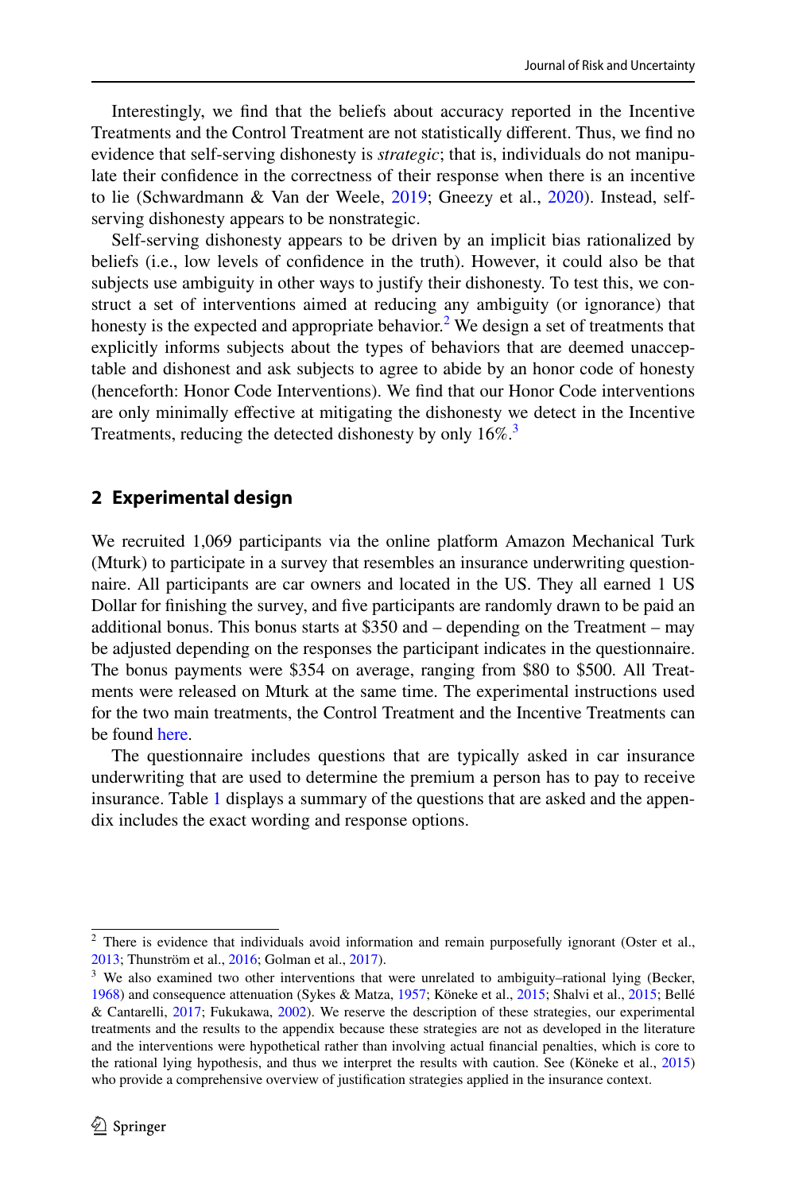Interestingly, we find that the beliefs about accuracy reported in the Incentive Treatments and the Control Treatment are not statistically different. Thus, we find no evidence that self-serving dishonesty is *strategic*; that is, individuals do not manipulate their confidence in the correctness of their response when there is an incentive to lie (Schwardmann & Van der Weele, 2019; Gneezy et al., 2020). Instead, self-serving dishonesty appears to be nonstrategic.

Self-serving dishonesty appears to be driven by an implicit bias rationalized by beliefs (i.e., low levels of confidence in the truth). However, it could also be that subjects use ambiguity in other ways to justify their dishonesty. To test this, we construct a set of interventions aimed at reducing any ambiguity (or ignorance) that honesty is the expected and appropriate behavior.[2] We design a set of treatments that explicitly informs subjects about the types of behaviors that are deemed unacceptable and dishonest and ask subjects to agree to abide by an honor code of honesty (henceforth: Honor Code Interventions). We find that our Honor Code interventions are only minimally effective at mitigating the dishonesty we detect in the Incentive Treatments, reducing the detected dishonesty by only 16%.[3]

## 2 Experimental design

We recruited 1,069 participants via the online platform Amazon Mechanical Turk (Mturk) to participate in a survey that resembles an insurance underwriting questionnaire. All participants are car owners and located in the US. They all earned 1 US Dollar for finishing the survey, and five participants are randomly drawn to be paid an additional bonus. This bonus starts at $350 and – depending on the Treatment – may be adjusted depending on the responses the participant indicates in the questionnaire. The bonus payments were $354 on average, ranging from $80 to $500. All Treatments were released on Mturk at the same time. The experimental instructions used for the two main treatments, the Control Treatment and the Incentive Treatments can be found here.

The questionnaire includes questions that are typically asked in car insurance underwriting that are used to determine the premium a person has to pay to receive insurance. Table 1 displays a summary of the questions that are asked and the appendix includes the exact wording and response options.

---

[2] There is evidence that individuals avoid information and remain purposefully ignorant (Oster et al., 2013; Thunström et al., 2016; Golman et al., 2017).

[3] We also examined two other interventions that were unrelated to ambiguity–rational lying (Becker, 1968) and consequence attenuation (Sykes & Matza, 1957; Köneke et al., 2015; Shalvi et al., 2015; Bellé & Cantarelli, 2017; Fukukawa, 2002). We reserve the description of these strategies, our experimental treatments and the results to the appendix because these strategies are not as developed in the literature and the interventions were hypothetical rather than involving actual financial penalties, which is core to the rational lying hypothesis, and thus we interpret the results with caution. See (Köneke et al., 2015) who provide a comprehensive overview of justification strategies applied in the insurance context.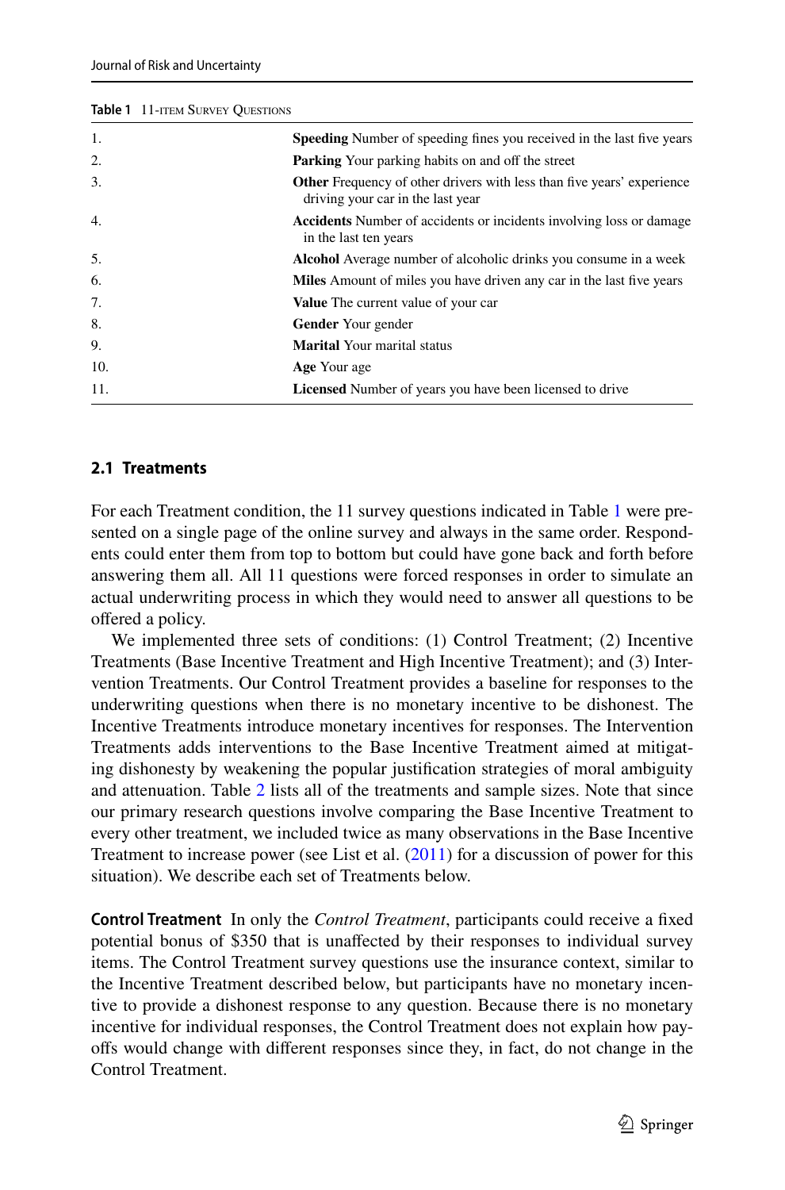**Table 1** 11-ITEM SURVEY QUESTIONS

| | |
|---|---|
| 1. | **Speeding** Number of speeding fines you received in the last five years |
| 2. | **Parking** Your parking habits on and off the street |
| 3. | **Other** Frequency of other drivers with less than five years' experience driving your car in the last year |
| 4. | **Accidents** Number of accidents or incidents involving loss or damage in the last ten years |
| 5. | **Alcohol** Average number of alcoholic drinks you consume in a week |
| 6. | **Miles** Amount of miles you have driven any car in the last five years |
| 7. | **Value** The current value of your car |
| 8. | **Gender** Your gender |
| 9. | **Marital** Your marital status |
| 10. | **Age** Your age |
| 11. | **Licensed** Number of years you have been licensed to drive |

### 2.1 Treatments

For each Treatment condition, the 11 survey questions indicated in Table 1 were presented on a single page of the online survey and always in the same order. Respondents could enter them from top to bottom but could have gone back and forth before answering them all. All 11 questions were forced responses in order to simulate an actual underwriting process in which they would need to answer all questions to be offered a policy.

We implemented three sets of conditions: (1) Control Treatment; (2) Incentive Treatments (Base Incentive Treatment and High Incentive Treatment); and (3) Intervention Treatments. Our Control Treatment provides a baseline for responses to the underwriting questions when there is no monetary incentive to be dishonest. The Incentive Treatments introduce monetary incentives for responses. The Intervention Treatments adds interventions to the Base Incentive Treatment aimed at mitigating dishonesty by weakening the popular justification strategies of moral ambiguity and attenuation. Table 2 lists all of the treatments and sample sizes. Note that since our primary research questions involve comparing the Base Incentive Treatment to every other treatment, we included twice as many observations in the Base Incentive Treatment to increase power (see List et al. (2011) for a discussion of power for this situation). We describe each set of Treatments below.

**Control Treatment** In only the *Control Treatment*, participants could receive a fixed potential bonus of $350 that is unaffected by their responses to individual survey items. The Control Treatment survey questions use the insurance context, similar to the Incentive Treatment described below, but participants have no monetary incentive to provide a dishonest response to any question. Because there is no monetary incentive for individual responses, the Control Treatment does not explain how payoffs would change with different responses since they, in fact, do not change in the Control Treatment.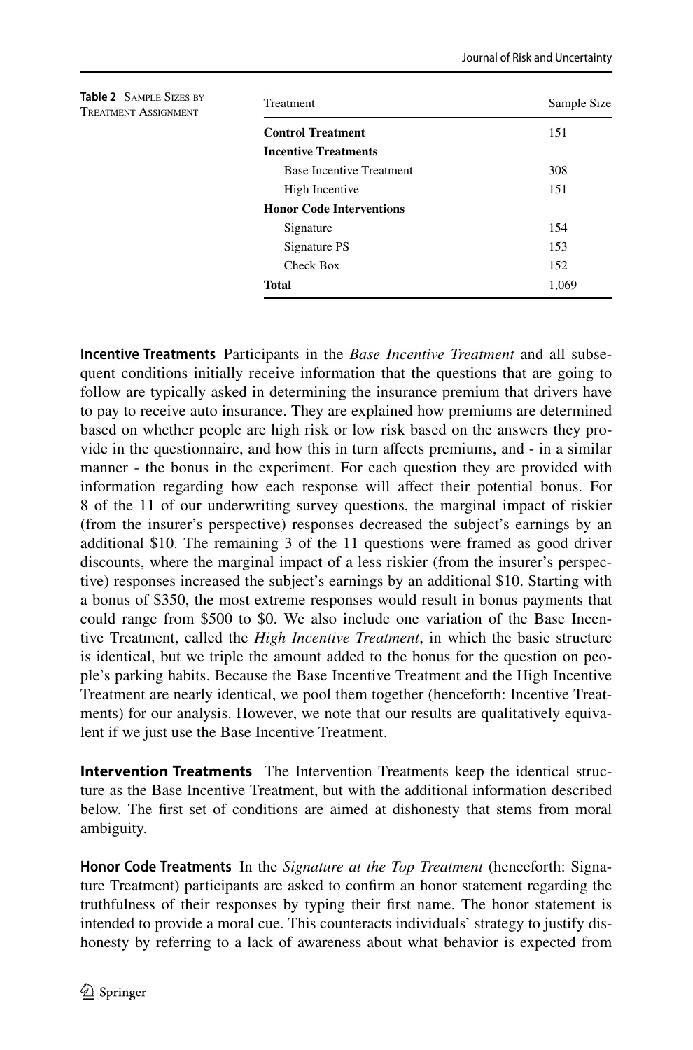**Table 2** Sample Sizes by Treatment Assignment

| Treatment | Sample Size |
|---|---|
| **Control Treatment** | 151 |
| **Incentive Treatments** | |
| Base Incentive Treatment | 308 |
| High Incentive | 151 |
| **Honor Code Interventions** | |
| Signature | 154 |
| Signature PS | 153 |
| Check Box | 152 |
| **Total** | 1,069 |

**Incentive Treatments** Participants in the *Base Incentive Treatment* and all subsequent conditions initially receive information that the questions that are going to follow are typically asked in determining the insurance premium that drivers have to pay to receive auto insurance. They are explained how premiums are determined based on whether people are high risk or low risk based on the answers they provide in the questionnaire, and how this in turn affects premiums, and - in a similar manner - the bonus in the experiment. For each question they are provided with information regarding how each response will affect their potential bonus. For 8 of the 11 of our underwriting survey questions, the marginal impact of riskier (from the insurer's perspective) responses decreased the subject's earnings by an additional \$10. The remaining 3 of the 11 questions were framed as good driver discounts, where the marginal impact of a less riskier (from the insurer's perspective) responses increased the subject's earnings by an additional \$10. Starting with a bonus of \$350, the most extreme responses would result in bonus payments that could range from \$500 to \$0. We also include one variation of the Base Incentive Treatment, called the *High Incentive Treatment*, in which the basic structure is identical, but we triple the amount added to the bonus for the question on people's parking habits. Because the Base Incentive Treatment and the High Incentive Treatment are nearly identical, we pool them together (henceforth: Incentive Treatments) for our analysis. However, we note that our results are qualitatively equivalent if we just use the Base Incentive Treatment.

**Intervention Treatments** The Intervention Treatments keep the identical structure as the Base Incentive Treatment, but with the additional information described below. The first set of conditions are aimed at dishonesty that stems from moral ambiguity.

**Honor Code Treatments** In the *Signature at the Top Treatment* (henceforth: Signature Treatment) participants are asked to confirm an honor statement regarding the truthfulness of their responses by typing their first name. The honor statement is intended to provide a moral cue. This counteracts individuals' strategy to justify dishonesty by referring to a lack of awareness about what behavior is expected from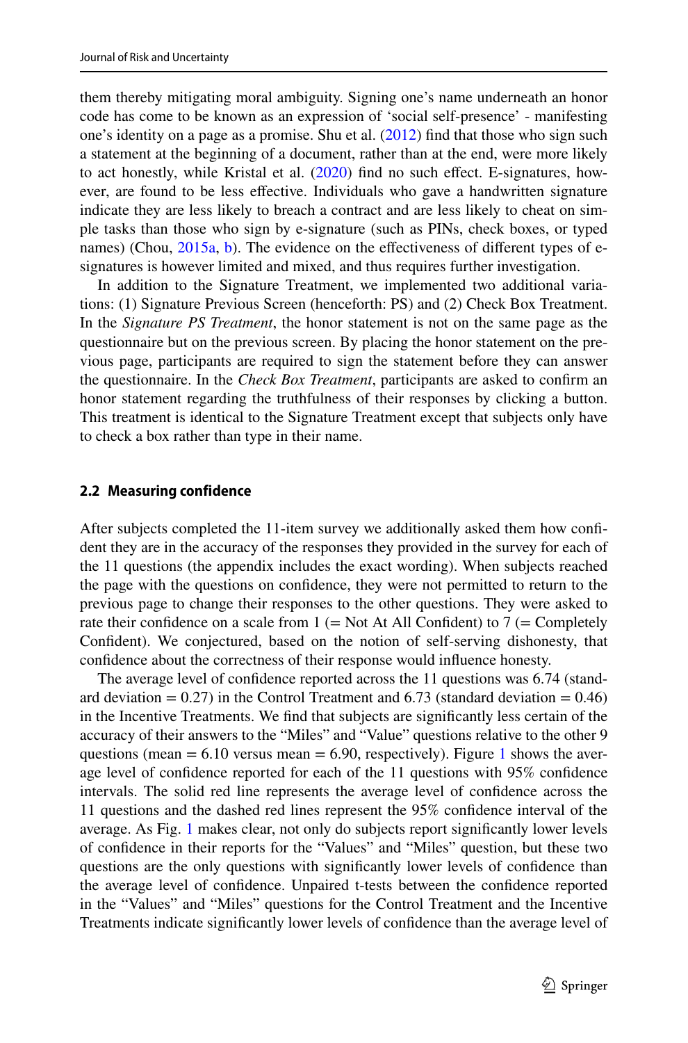them thereby mitigating moral ambiguity. Signing one's name underneath an honor code has come to be known as an expression of 'social self-presence' - manifesting one's identity on a page as a promise. Shu et al. (2012) find that those who sign such a statement at the beginning of a document, rather than at the end, were more likely to act honestly, while Kristal et al. (2020) find no such effect. E-signatures, however, are found to be less effective. Individuals who gave a handwritten signature indicate they are less likely to breach a contract and are less likely to cheat on simple tasks than those who sign by e-signature (such as PINs, check boxes, or typed names) (Chou, 2015a, b). The evidence on the effectiveness of different types of e-signatures is however limited and mixed, and thus requires further investigation.

In addition to the Signature Treatment, we implemented two additional variations: (1) Signature Previous Screen (henceforth: PS) and (2) Check Box Treatment. In the *Signature PS Treatment*, the honor statement is not on the same page as the questionnaire but on the previous screen. By placing the honor statement on the previous page, participants are required to sign the statement before they can answer the questionnaire. In the *Check Box Treatment*, participants are asked to confirm an honor statement regarding the truthfulness of their responses by clicking a button. This treatment is identical to the Signature Treatment except that subjects only have to check a box rather than type in their name.

### 2.2 Measuring confidence

After subjects completed the 11-item survey we additionally asked them how confident they are in the accuracy of the responses they provided in the survey for each of the 11 questions (the appendix includes the exact wording). When subjects reached the page with the questions on confidence, they were not permitted to return to the previous page to change their responses to the other questions. They were asked to rate their confidence on a scale from 1 (= Not At All Confident) to 7 (= Completely Confident). We conjectured, based on the notion of self-serving dishonesty, that confidence about the correctness of their response would influence honesty.

The average level of confidence reported across the 11 questions was 6.74 (standard deviation = 0.27) in the Control Treatment and 6.73 (standard deviation = 0.46) in the Incentive Treatments. We find that subjects are significantly less certain of the accuracy of their answers to the "Miles" and "Value" questions relative to the other 9 questions (mean = 6.10 versus mean = 6.90, respectively). Figure 1 shows the average level of confidence reported for each of the 11 questions with 95% confidence intervals. The solid red line represents the average level of confidence across the 11 questions and the dashed red lines represent the 95% confidence interval of the average. As Fig. 1 makes clear, not only do subjects report significantly lower levels of confidence in their reports for the "Values" and "Miles" question, but these two questions are the only questions with significantly lower levels of confidence than the average level of confidence. Unpaired t-tests between the confidence reported in the "Values" and "Miles" questions for the Control Treatment and the Incentive Treatments indicate significantly lower levels of confidence than the average level of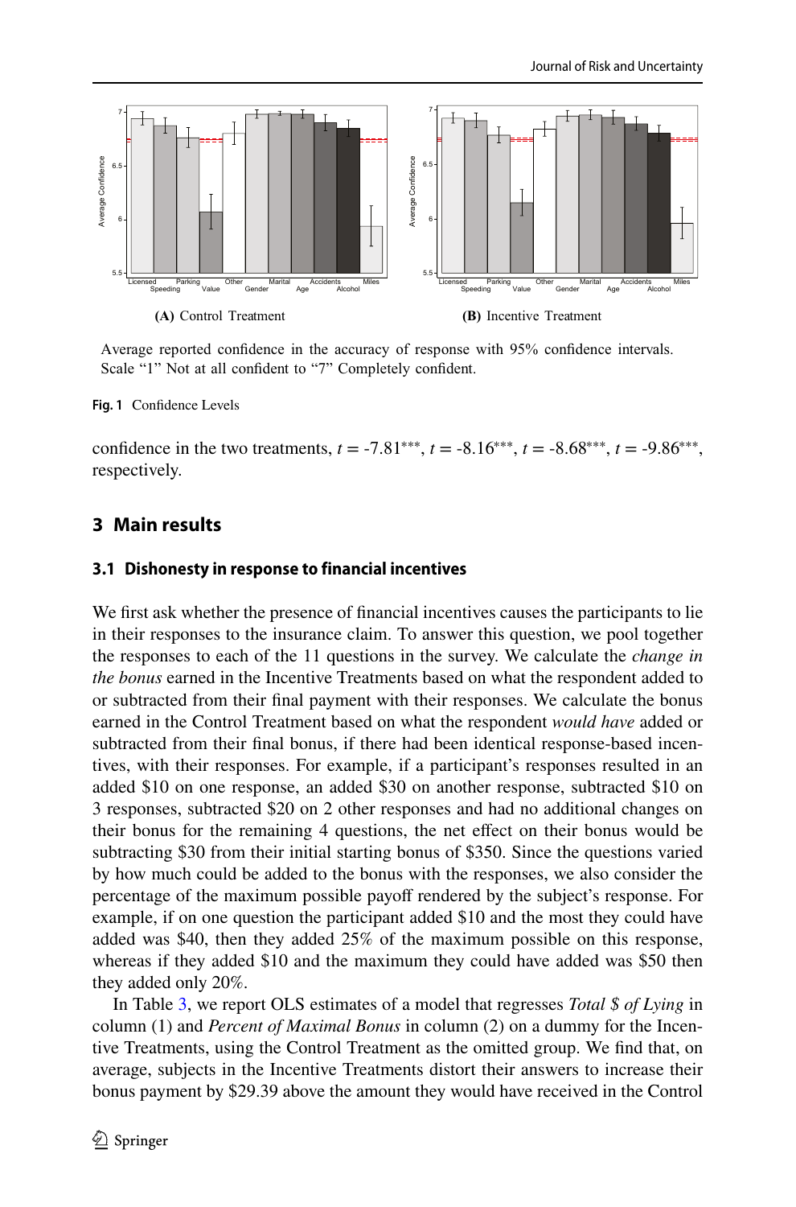Average reported confidence in the accuracy of response with 95% confidence intervals. Scale "1" Not at all confident to "7" Completely confident.

**Fig. 1** Confidence Levels

confidence in the two treatments, $t$ = -7.81***, $t$ = -8.16***, $t$ = -8.68***, $t$ = -9.86***, respectively.

## 3 Main results

### 3.1 Dishonesty in response to financial incentives

We first ask whether the presence of financial incentives causes the participants to lie in their responses to the insurance claim. To answer this question, we pool together the responses to each of the 11 questions in the survey. We calculate the *change in the bonus* earned in the Incentive Treatments based on what the respondent added to or subtracted from their final payment with their responses. We calculate the bonus earned in the Control Treatment based on what the respondent *would have* added or subtracted from their final bonus, if there had been identical response-based incentives, with their responses. For example, if a participant's responses resulted in an added $10 on one response, an added $30 on another response, subtracted $10 on 3 responses, subtracted $20 on 2 other responses and had no additional changes on their bonus for the remaining 4 questions, the net effect on their bonus would be subtracting $30 from their initial starting bonus of $350. Since the questions varied by how much could be added to the bonus with the responses, we also consider the percentage of the maximum possible payoff rendered by the subject's response. For example, if on one question the participant added $10 and the most they could have added was $40, then they added 25% of the maximum possible on this response, whereas if they added $10 and the maximum they could have added was $50 then they added only 20%.

In Table 3, we report OLS estimates of a model that regresses *Total $ of Lying* in column (1) and *Percent of Maximal Bonus* in column (2) on a dummy for the Incentive Treatments, using the Control Treatment as the omitted group. We find that, on average, subjects in the Incentive Treatments distort their answers to increase their bonus payment by $29.39 above the amount they would have received in the Control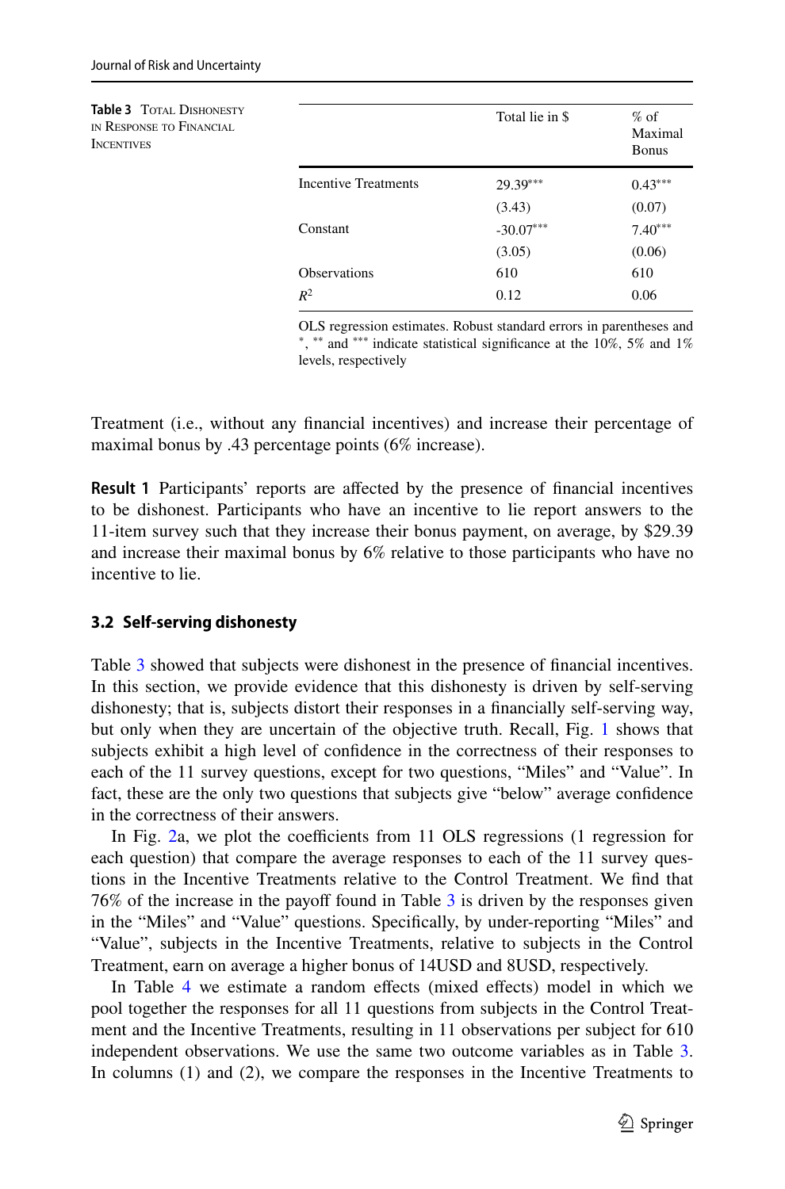**Table 3** Total Dishonesty in Response to Financial Incentives

| | Total lie in $ | % of Maximal Bonus |
|---|---|---|
| Incentive Treatments | 29.39*** | 0.43*** |
| | (3.43) | (0.07) |
| Constant | -30.07*** | 7.40*** |
| | (3.05) | (0.06) |
| Observations | 610 | 610 |
| $R^2$ | 0.12 | 0.06 |

OLS regression estimates. Robust standard errors in parentheses and *, ** and *** indicate statistical significance at the 10%, 5% and 1% levels, respectively

Treatment (i.e., without any financial incentives) and increase their percentage of maximal bonus by .43 percentage points (6% increase).

**Result 1** Participants' reports are affected by the presence of financial incentives to be dishonest. Participants who have an incentive to lie report answers to the 11-item survey such that they increase their bonus payment, on average, by $29.39 and increase their maximal bonus by 6% relative to those participants who have no incentive to lie.

### 3.2 Self-serving dishonesty

Table 3 showed that subjects were dishonest in the presence of financial incentives. In this section, we provide evidence that this dishonesty is driven by self-serving dishonesty; that is, subjects distort their responses in a financially self-serving way, but only when they are uncertain of the objective truth. Recall, Fig. 1 shows that subjects exhibit a high level of confidence in the correctness of their responses to each of the 11 survey questions, except for two questions, "Miles" and "Value". In fact, these are the only two questions that subjects give "below" average confidence in the correctness of their answers.

In Fig. 2a, we plot the coefficients from 11 OLS regressions (1 regression for each question) that compare the average responses to each of the 11 survey questions in the Incentive Treatments relative to the Control Treatment. We find that 76% of the increase in the payoff found in Table 3 is driven by the responses given in the "Miles" and "Value" questions. Specifically, by under-reporting "Miles" and "Value", subjects in the Incentive Treatments, relative to subjects in the Control Treatment, earn on average a higher bonus of 14USD and 8USD, respectively.

In Table 4 we estimate a random effects (mixed effects) model in which we pool together the responses for all 11 questions from subjects in the Control Treatment and the Incentive Treatments, resulting in 11 observations per subject for 610 independent observations. We use the same two outcome variables as in Table 3. In columns (1) and (2), we compare the responses in the Incentive Treatments to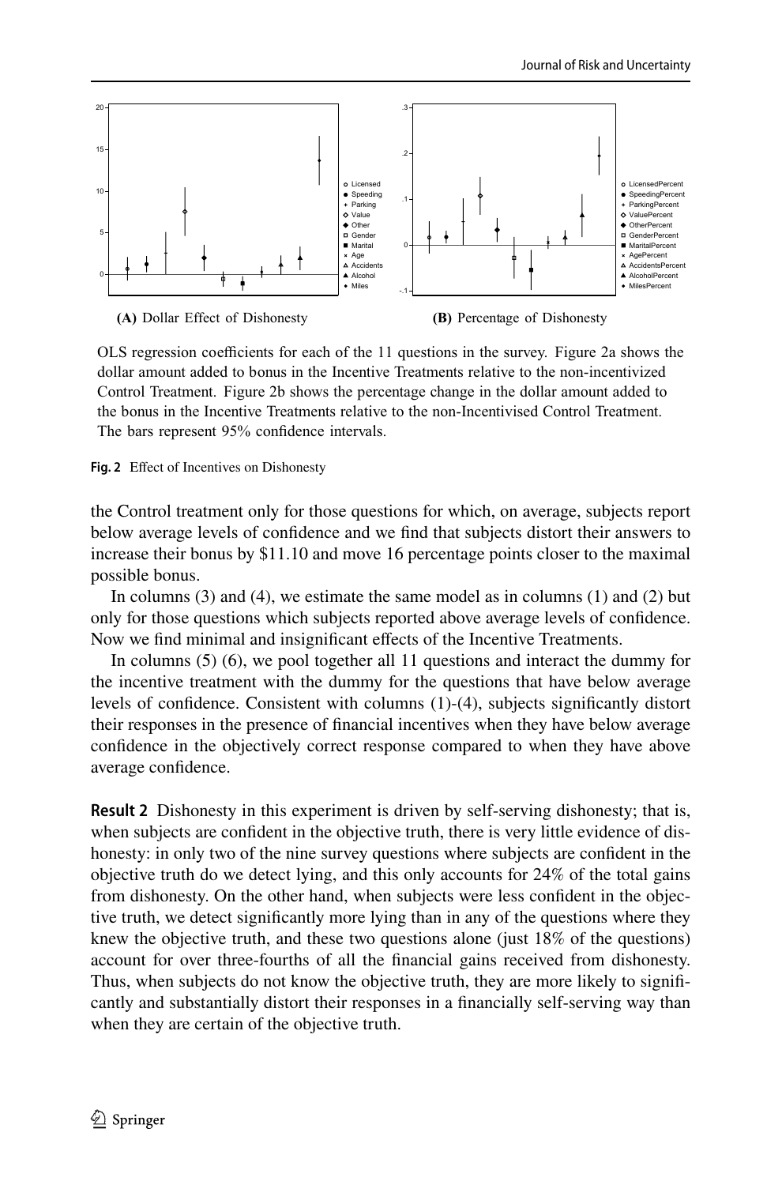**(A)** Dollar Effect of Dishonesty

**(B)** Percentage of Dishonesty

OLS regression coefficients for each of the 11 questions in the survey. Figure 2a shows the dollar amount added to bonus in the Incentive Treatments relative to the non-incentivized Control Treatment. Figure 2b shows the percentage change in the dollar amount added to the bonus in the Incentive Treatments relative to the non-Incentivised Control Treatment. The bars represent 95% confidence intervals.

**Fig. 2** Effect of Incentives on Dishonesty

the Control treatment only for those questions for which, on average, subjects report below average levels of confidence and we find that subjects distort their answers to increase their bonus by \$11.10 and move 16 percentage points closer to the maximal possible bonus.

In columns (3) and (4), we estimate the same model as in columns (1) and (2) but only for those questions which subjects reported above average levels of confidence. Now we find minimal and insignificant effects of the Incentive Treatments.

In columns (5) (6), we pool together all 11 questions and interact the dummy for the incentive treatment with the dummy for the questions that have below average levels of confidence. Consistent with columns (1)-(4), subjects significantly distort their responses in the presence of financial incentives when they have below average confidence in the objectively correct response compared to when they have above average confidence.

**Result 2** Dishonesty in this experiment is driven by self-serving dishonesty; that is, when subjects are confident in the objective truth, there is very little evidence of dishonesty: in only two of the nine survey questions where subjects are confident in the objective truth do we detect lying, and this only accounts for 24% of the total gains from dishonesty. On the other hand, when subjects were less confident in the objective truth, we detect significantly more lying than in any of the questions where they knew the objective truth, and these two questions alone (just 18% of the questions) account for over three-fourths of all the financial gains received from dishonesty. Thus, when subjects do not know the objective truth, they are more likely to significantly and substantially distort their responses in a financially self-serving way than when they are certain of the objective truth.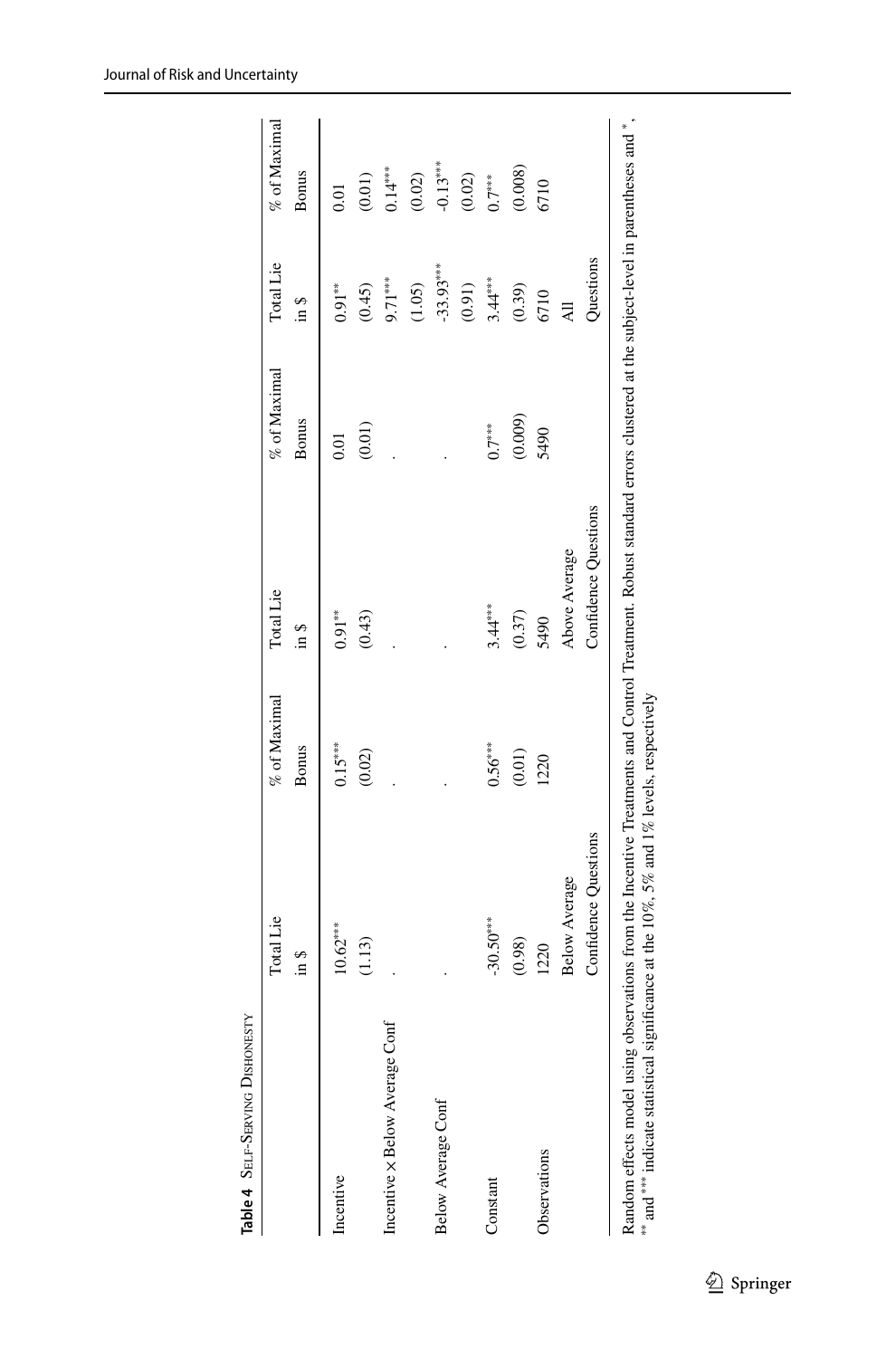**Table 4** Self-Serving Dishonesty

| | Total Lie in \$ | % of Maximal Bonus | Total Lie in \$ | % of Maximal Bonus | Total Lie in \$ | % of Maximal Bonus |
|---|---|---|---|---|---|---|
| Incentive | 10.62*** | 0.15*** | 0.91** | 0.01 | 0.91** | 0.01 |
| | (1.13) | (0.02) | (0.43) | (0.01) | (0.45) | (0.01) |
| Incentive × Below Average Conf | . | . | . | . | 9.71*** | 0.14*** |
| | | | | | (1.05) | (0.02) |
| Below Average Conf | . | . | . | . | -33.93*** | -0.13*** |
| | | | | | (0.91) | (0.02) |
| Constant | -30.50*** | 0.56*** | 3.44*** | 0.7*** | 3.44*** | 0.7*** |
| | (0.98) | (0.01) | (0.37) | (0.009) | (0.39) | (0.008) |
| Observations | 1220 | 1220 | 5490 | 5490 | 6710 | 6710 |
| | Below Average Confidence Questions | | Above Average Confidence Questions | | All Questions | |

Random effects model using observations from the Incentive Treatments and Control Treatment. Robust standard errors clustered at the subject-level in parentheses and *, ** and *** indicate statistical significance at the 10%, 5% and 1% levels, respectively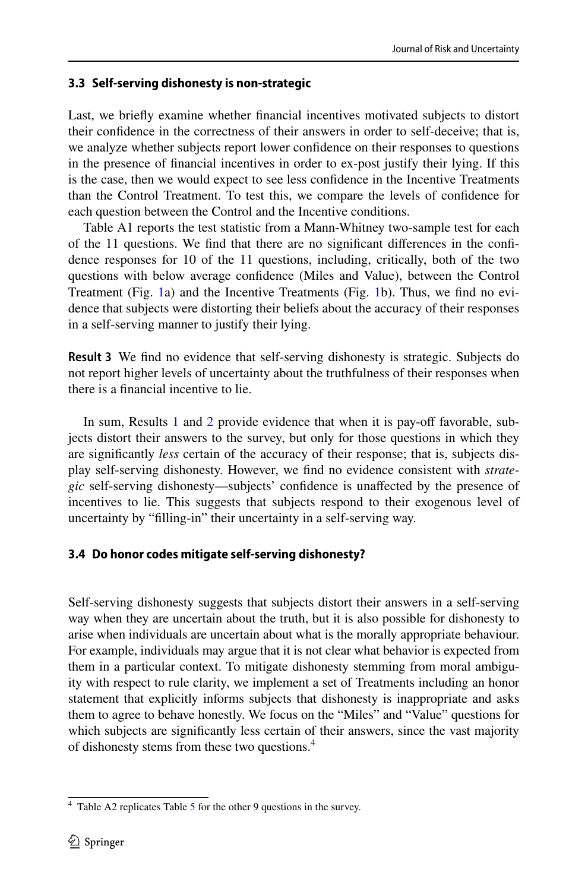### 3.3 Self-serving dishonesty is non-strategic

Last, we briefly examine whether financial incentives motivated subjects to distort their confidence in the correctness of their answers in order to self-deceive; that is, we analyze whether subjects report lower confidence on their responses to questions in the presence of financial incentives in order to ex-post justify their lying. If this is the case, then we would expect to see less confidence in the Incentive Treatments than the Control Treatment. To test this, we compare the levels of confidence for each question between the Control and the Incentive conditions.

Table A1 reports the test statistic from a Mann-Whitney two-sample test for each of the 11 questions. We find that there are no significant differences in the confidence responses for 10 of the 11 questions, including, critically, both of the two questions with below average confidence (Miles and Value), between the Control Treatment (Fig. 1a) and the Incentive Treatments (Fig. 1b). Thus, we find no evidence that subjects were distorting their beliefs about the accuracy of their responses in a self-serving manner to justify their lying.

**Result 3** We find no evidence that self-serving dishonesty is strategic. Subjects do not report higher levels of uncertainty about the truthfulness of their responses when there is a financial incentive to lie.

In sum, Results 1 and 2 provide evidence that when it is pay-off favorable, subjects distort their answers to the survey, but only for those questions in which they are significantly *less* certain of the accuracy of their response; that is, subjects display self-serving dishonesty. However, we find no evidence consistent with *strategic* self-serving dishonesty—subjects' confidence is unaffected by the presence of incentives to lie. This suggests that subjects respond to their exogenous level of uncertainty by "filling-in" their uncertainty in a self-serving way.

### 3.4 Do honor codes mitigate self-serving dishonesty?

Self-serving dishonesty suggests that subjects distort their answers in a self-serving way when they are uncertain about the truth, but it is also possible for dishonesty to arise when individuals are uncertain about what is the morally appropriate behaviour. For example, individuals may argue that it is not clear what behavior is expected from them in a particular context. To mitigate dishonesty stemming from moral ambiguity with respect to rule clarity, we implement a set of Treatments including an honor statement that explicitly informs subjects that dishonesty is inappropriate and asks them to agree to behave honestly. We focus on the "Miles" and "Value" questions for which subjects are significantly less certain of their answers, since the vast majority of dishonesty stems from these two questions.[4]

[4] Table A2 replicates Table 5 for the other 9 questions in the survey.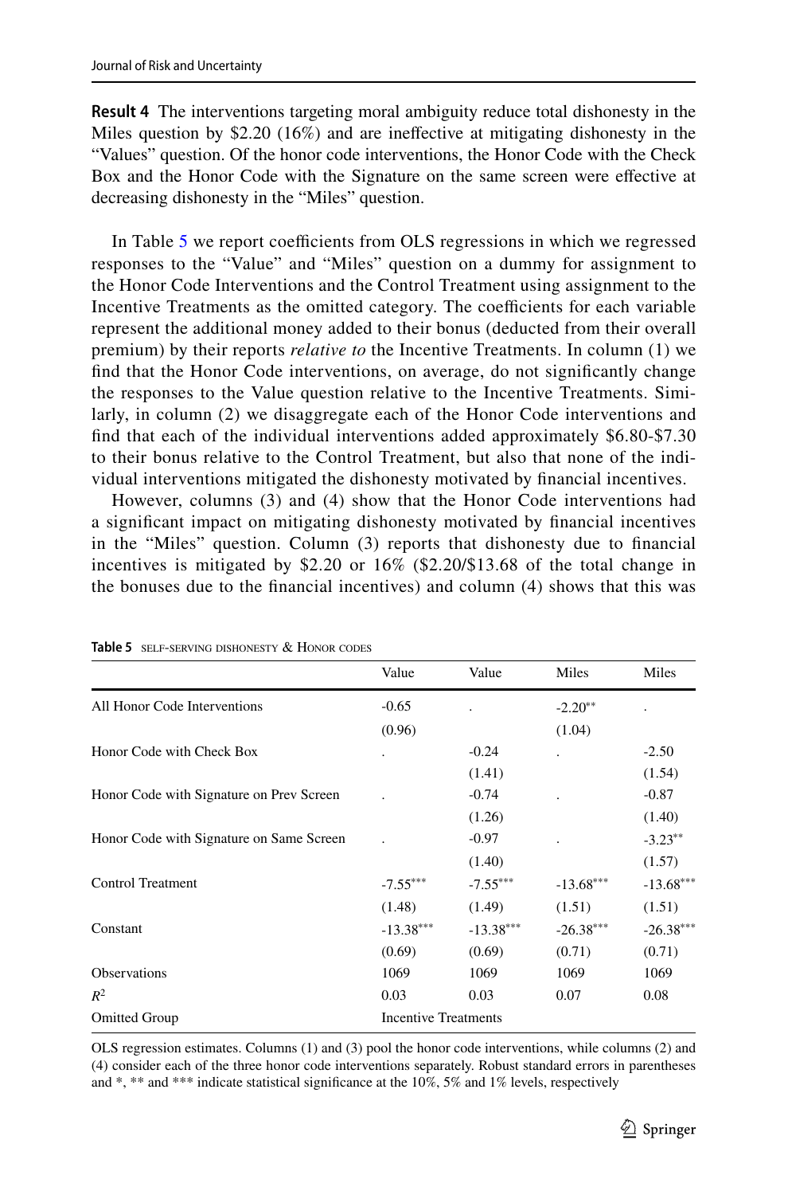**Result 4** The interventions targeting moral ambiguity reduce total dishonesty in the Miles question by \$2.20 (16%) and are ineffective at mitigating dishonesty in the "Values" question. Of the honor code interventions, the Honor Code with the Check Box and the Honor Code with the Signature on the same screen were effective at decreasing dishonesty in the "Miles" question.

In Table 5 we report coefficients from OLS regressions in which we regressed responses to the "Value" and "Miles" question on a dummy for assignment to the Honor Code Interventions and the Control Treatment using assignment to the Incentive Treatments as the omitted category. The coefficients for each variable represent the additional money added to their bonus (deducted from their overall premium) by their reports *relative to* the Incentive Treatments. In column (1) we find that the Honor Code interventions, on average, do not significantly change the responses to the Value question relative to the Incentive Treatments. Similarly, in column (2) we disaggregate each of the Honor Code interventions and find that each of the individual interventions added approximately \$6.80-\$7.30 to their bonus relative to the Control Treatment, but also that none of the individual interventions mitigated the dishonesty motivated by financial incentives.

However, columns (3) and (4) show that the Honor Code interventions had a significant impact on mitigating dishonesty motivated by financial incentives in the "Miles" question. Column (3) reports that dishonesty due to financial incentives is mitigated by \$2.20 or 16% (\$2.20/\$13.68 of the total change in the bonuses due to the financial incentives) and column (4) shows that this was

**Table 5** Self-serving dishonesty & Honor codes

| | Value | Value | Miles | Miles |
|---|---|---|---|---|
| All Honor Code Interventions | -0.65 | . | -2.20** | . |
| | (0.96) | | (1.04) | |
| Honor Code with Check Box | . | -0.24 | . | -2.50 |
| | | (1.41) | | (1.54) |
| Honor Code with Signature on Prev Screen | . | -0.74 | . | -0.87 |
| | | (1.26) | | (1.40) |
| Honor Code with Signature on Same Screen | . | -0.97 | . | -3.23** |
| | | (1.40) | | (1.57) |
| Control Treatment | -7.55*** | -7.55*** | -13.68*** | -13.68*** |
| | (1.48) | (1.49) | (1.51) | (1.51) |
| Constant | -13.38*** | -13.38*** | -26.38*** | -26.38*** |
| | (0.69) | (0.69) | (0.71) | (0.71) |
| Observations | 1069 | 1069 | 1069 | 1069 |
| $R^2$ | 0.03 | 0.03 | 0.07 | 0.08 |
| Omitted Group | Incentive Treatments | | | |

OLS regression estimates. Columns (1) and (3) pool the honor code interventions, while columns (2) and (4) consider each of the three honor code interventions separately. Robust standard errors in parentheses and *, ** and *** indicate statistical significance at the 10%, 5% and 1% levels, respectively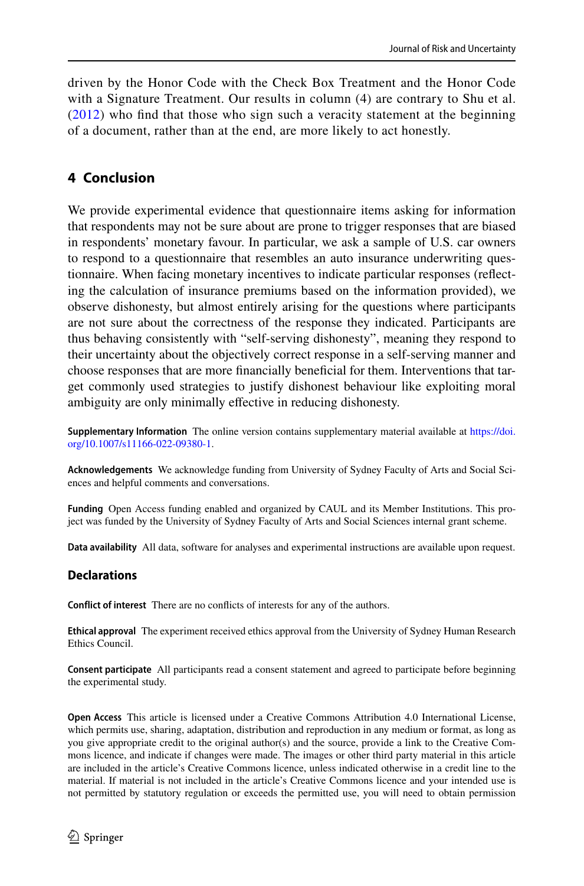driven by the Honor Code with the Check Box Treatment and the Honor Code with a Signature Treatment. Our results in column (4) are contrary to Shu et al. (2012) who find that those who sign such a veracity statement at the beginning of a document, rather than at the end, are more likely to act honestly.

## 4 Conclusion

We provide experimental evidence that questionnaire items asking for information that respondents may not be sure about are prone to trigger responses that are biased in respondents' monetary favour. In particular, we ask a sample of U.S. car owners to respond to a questionnaire that resembles an auto insurance underwriting questionnaire. When facing monetary incentives to indicate particular responses (reflecting the calculation of insurance premiums based on the information provided), we observe dishonesty, but almost entirely arising for the questions where participants are not sure about the correctness of the response they indicated. Participants are thus behaving consistently with "self-serving dishonesty", meaning they respond to their uncertainty about the objectively correct response in a self-serving manner and choose responses that are more financially beneficial for them. Interventions that target commonly used strategies to justify dishonest behaviour like exploiting moral ambiguity are only minimally effective in reducing dishonesty.

**Supplementary Information** The online version contains supplementary material available at https://doi.org/10.1007/s11166-022-09380-1.

**Acknowledgements** We acknowledge funding from University of Sydney Faculty of Arts and Social Sciences and helpful comments and conversations.

**Funding** Open Access funding enabled and organized by CAUL and its Member Institutions. This project was funded by the University of Sydney Faculty of Arts and Social Sciences internal grant scheme.

**Data availability** All data, software for analyses and experimental instructions are available upon request.

### Declarations

**Conflict of interest** There are no conflicts of interests for any of the authors.

**Ethical approval** The experiment received ethics approval from the University of Sydney Human Research Ethics Council.

**Consent participate** All participants read a consent statement and agreed to participate before beginning the experimental study.

**Open Access** This article is licensed under a Creative Commons Attribution 4.0 International License, which permits use, sharing, adaptation, distribution and reproduction in any medium or format, as long as you give appropriate credit to the original author(s) and the source, provide a link to the Creative Commons licence, and indicate if changes were made. The images or other third party material in this article are included in the article's Creative Commons licence, unless indicated otherwise in a credit line to the material. If material is not included in the article's Creative Commons licence and your intended use is not permitted by statutory regulation or exceeds the permitted use, you will need to obtain permission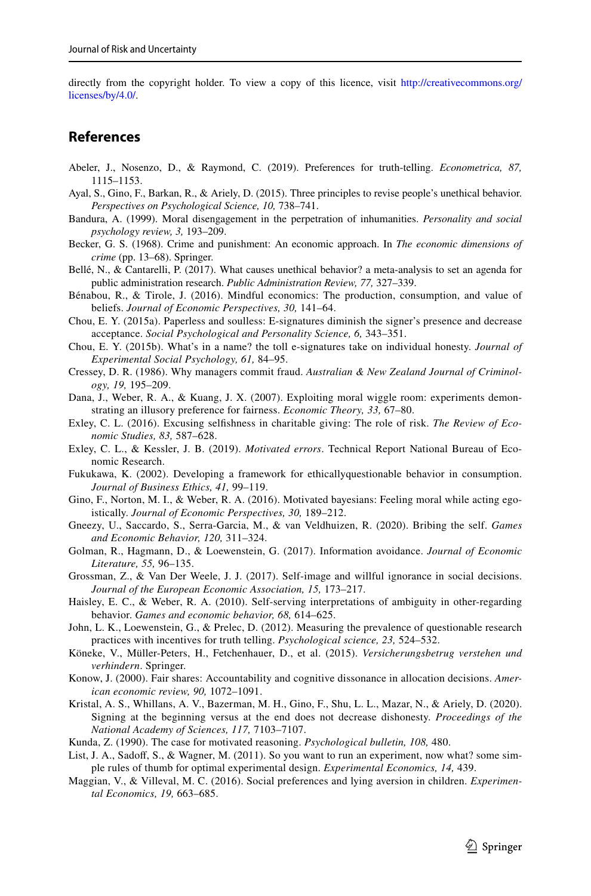directly from the copyright holder. To view a copy of this licence, visit http://creativecommons.org/licenses/by/4.0/.

## References

Abeler, J., Nosenzo, D., & Raymond, C. (2019). Preferences for truth-telling. *Econometrica, 87,* 1115–1153.

Ayal, S., Gino, F., Barkan, R., & Ariely, D. (2015). Three principles to revise people's unethical behavior. *Perspectives on Psychological Science, 10,* 738–741.

Bandura, A. (1999). Moral disengagement in the perpetration of inhumanities. *Personality and social psychology review, 3,* 193–209.

Becker, G. S. (1968). Crime and punishment: An economic approach. In *The economic dimensions of crime* (pp. 13–68). Springer.

Bellé, N., & Cantarelli, P. (2017). What causes unethical behavior? a meta-analysis to set an agenda for public administration research. *Public Administration Review, 77,* 327–339.

Bénabou, R., & Tirole, J. (2016). Mindful economics: The production, consumption, and value of beliefs. *Journal of Economic Perspectives, 30,* 141–64.

Chou, E. Y. (2015a). Paperless and soulless: E-signatures diminish the signer's presence and decrease acceptance. *Social Psychological and Personality Science, 6,* 343–351.

Chou, E. Y. (2015b). What's in a name? the toll e-signatures take on individual honesty. *Journal of Experimental Social Psychology, 61,* 84–95.

Cressey, D. R. (1986). Why managers commit fraud. *Australian & New Zealand Journal of Criminology, 19,* 195–209.

Dana, J., Weber, R. A., & Kuang, J. X. (2007). Exploiting moral wiggle room: experiments demonstrating an illusory preference for fairness. *Economic Theory, 33,* 67–80.

Exley, C. L. (2016). Excusing selfishness in charitable giving: The role of risk. *The Review of Economic Studies, 83,* 587–628.

Exley, C. L., & Kessler, J. B. (2019). *Motivated errors*. Technical Report National Bureau of Economic Research.

Fukukawa, K. (2002). Developing a framework for ethicallyquestionable behavior in consumption. *Journal of Business Ethics, 41,* 99–119.

Gino, F., Norton, M. I., & Weber, R. A. (2016). Motivated bayesians: Feeling moral while acting egoistically. *Journal of Economic Perspectives, 30,* 189–212.

Gneezy, U., Saccardo, S., Serra-Garcia, M., & van Veldhuizen, R. (2020). Bribing the self. *Games and Economic Behavior, 120,* 311–324.

Golman, R., Hagmann, D., & Loewenstein, G. (2017). Information avoidance. *Journal of Economic Literature, 55,* 96–135.

Grossman, Z., & Van Der Weele, J. J. (2017). Self-image and willful ignorance in social decisions. *Journal of the European Economic Association, 15,* 173–217.

Haisley, E. C., & Weber, R. A. (2010). Self-serving interpretations of ambiguity in other-regarding behavior. *Games and economic behavior, 68,* 614–625.

John, L. K., Loewenstein, G., & Prelec, D. (2012). Measuring the prevalence of questionable research practices with incentives for truth telling. *Psychological science, 23,* 524–532.

Köneke, V., Müller-Peters, H., Fetchenhauer, D., et al. (2015). *Versicherungsbetrug verstehen und verhindern*. Springer.

Konow, J. (2000). Fair shares: Accountability and cognitive dissonance in allocation decisions. *American economic review, 90,* 1072–1091.

Kristal, A. S., Whillans, A. V., Bazerman, M. H., Gino, F., Shu, L. L., Mazar, N., & Ariely, D. (2020). Signing at the beginning versus at the end does not decrease dishonesty. *Proceedings of the National Academy of Sciences, 117,* 7103–7107.

Kunda, Z. (1990). The case for motivated reasoning. *Psychological bulletin, 108,* 480.

List, J. A., Sadoff, S., & Wagner, M. (2011). So you want to run an experiment, now what? some simple rules of thumb for optimal experimental design. *Experimental Economics, 14,* 439.

Maggian, V., & Villeval, M. C. (2016). Social preferences and lying aversion in children. *Experimental Economics, 19,* 663–685.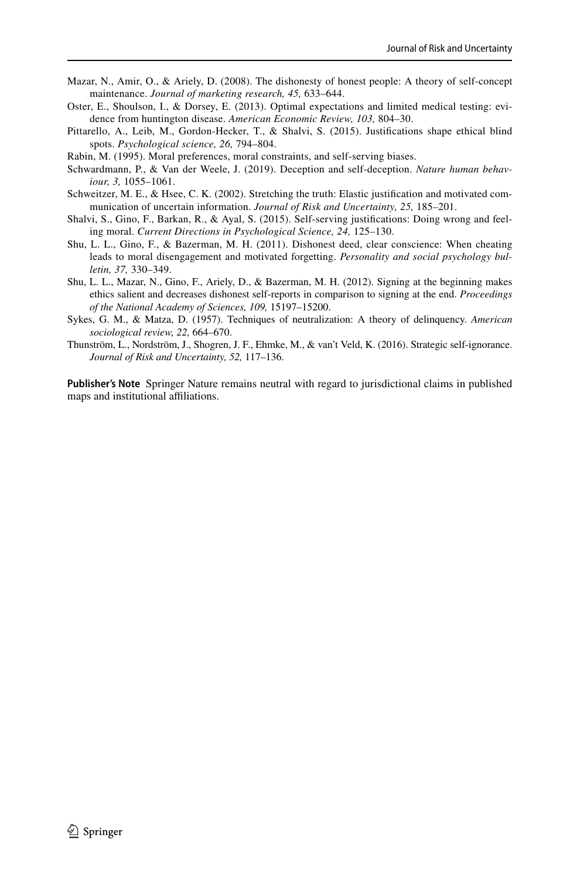Mazar, N., Amir, O., & Ariely, D. (2008). The dishonesty of honest people: A theory of self-concept maintenance. *Journal of marketing research, 45,* 633–644.

Oster, E., Shoulson, I., & Dorsey, E. (2013). Optimal expectations and limited medical testing: evidence from huntington disease. *American Economic Review, 103,* 804–30.

Pittarello, A., Leib, M., Gordon-Hecker, T., & Shalvi, S. (2015). Justifications shape ethical blind spots. *Psychological science, 26,* 794–804.

Rabin, M. (1995). Moral preferences, moral constraints, and self-serving biases.

Schwardmann, P., & Van der Weele, J. (2019). Deception and self-deception. *Nature human behaviour, 3,* 1055–1061.

Schweitzer, M. E., & Hsee, C. K. (2002). Stretching the truth: Elastic justification and motivated communication of uncertain information. *Journal of Risk and Uncertainty, 25,* 185–201.

Shalvi, S., Gino, F., Barkan, R., & Ayal, S. (2015). Self-serving justifications: Doing wrong and feeling moral. *Current Directions in Psychological Science, 24,* 125–130.

Shu, L. L., Gino, F., & Bazerman, M. H. (2011). Dishonest deed, clear conscience: When cheating leads to moral disengagement and motivated forgetting. *Personality and social psychology bulletin, 37,* 330–349.

Shu, L. L., Mazar, N., Gino, F., Ariely, D., & Bazerman, M. H. (2012). Signing at the beginning makes ethics salient and decreases dishonest self-reports in comparison to signing at the end. *Proceedings of the National Academy of Sciences, 109,* 15197–15200.

Sykes, G. M., & Matza, D. (1957). Techniques of neutralization: A theory of delinquency. *American sociological review, 22,* 664–670.

Thunström, L., Nordström, J., Shogren, J. F., Ehmke, M., & van't Veld, K. (2016). Strategic self-ignorance. *Journal of Risk and Uncertainty, 52,* 117–136.

**Publisher's Note** Springer Nature remains neutral with regard to jurisdictional claims in published maps and institutional affiliations.